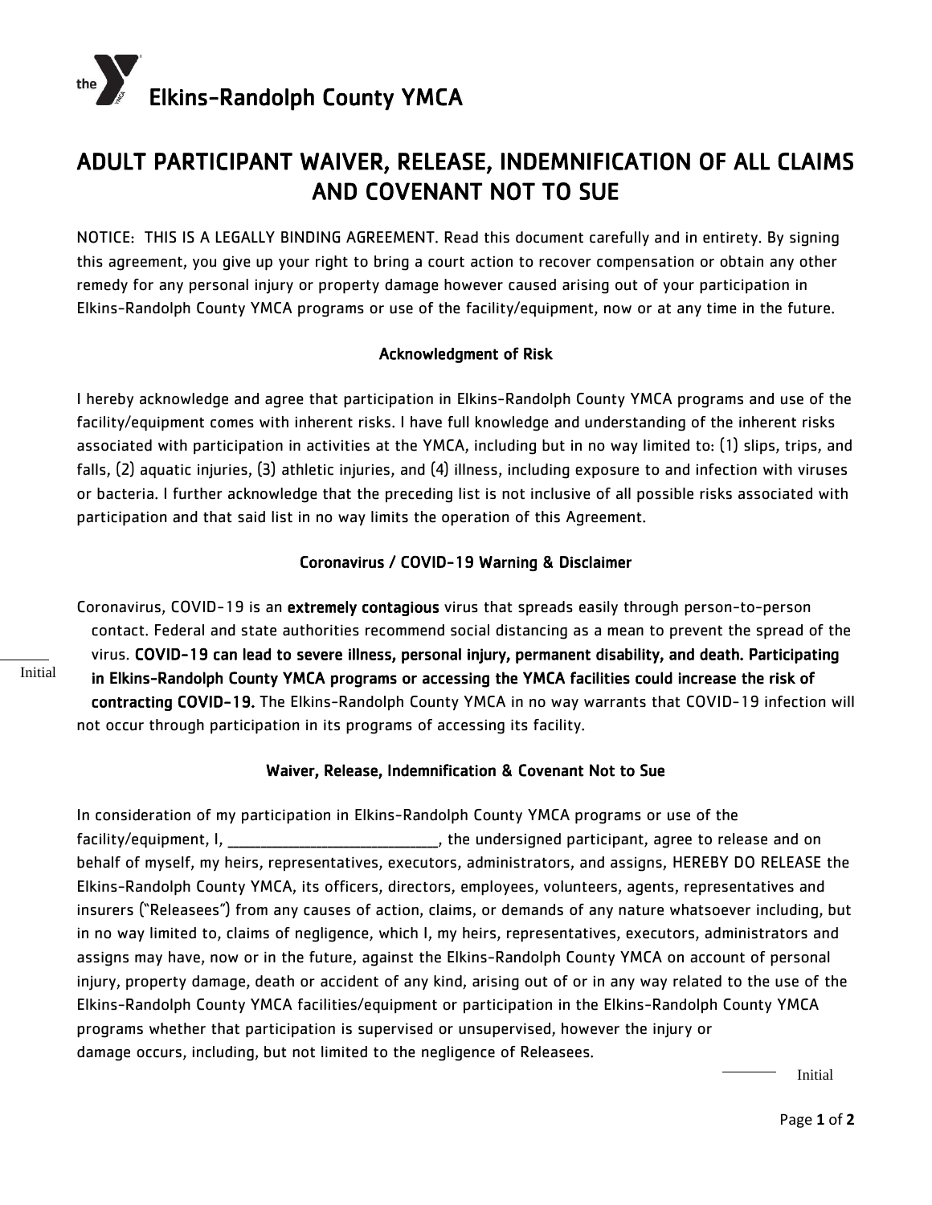# Elkins-Randolph County YMCA

# ADULT PARTICIPANT WAIVER, RELEASE, INDEMNIFICATION OF ALL CLAIMS AND COVENANT NOT TO SUE

NOTICE: THIS IS A LEGALLY BINDING AGREEMENT. Read this document carefully and in entirety. By signing this agreement, you give up your right to bring a court action to recover compensation or obtain any other remedy for any personal injury or property damage however caused arising out of your participation in Elkins-Randolph County YMCA programs or use of the facility/equipment, now or at any time in the future.

### Acknowledgment of Risk

I hereby acknowledge and agree that participation in Elkins-Randolph County YMCA programs and use of the facility/equipment comes with inherent risks. I have full knowledge and understanding of the inherent risks associated with participation in activities at the YMCA, including but in no way limited to: (1) slips, trips, and falls, (2) aquatic injuries, (3) athletic injuries, and (4) illness, including exposure to and infection with viruses or bacteria. I further acknowledge that the preceding list is not inclusive of all possible risks associated with participation and that said list in no way limits the operation of this Agreement.

### Coronavirus / COVID-19 Warning & Disclaimer

Coronavirus, COVID-19 is an **extremely contagious** virus that spreads easily through person-to-person contact. Federal and state authorities recommend social distancing as a mean to prevent the spread of the virus. **COVID-19 can lead to severe illness, personal injury, permanent disability, and death. Participating in Elkins-Randolph County YMCA programs or accessing the YMCA facilities could increase the risk of contracting COVID-19.** The Elkins-Randolph County YMCA in no way warrants that COVID-19 infection will not occur through participation in its programs of accessing its facility.

______ Initial

### Waiver, Release, Indemnification & Covenant Not to Sue

In consideration of my participation in Elkins-Randolph County YMCA programs or use of the facility/equipment, I, ____________________________, the undersigned participant, agree to release and on behalf of myself, my heirs, representatives, executors, administrators, and assigns, HEREBY DO RELEASE the Elkins-Randolph County YMCA, its officers, directors, employees, volunteers, agents, representatives and insurers ("Releasees") from any causes of action, claims, or demands of any nature whatsoever including, but in no way limited to, claims of negligence, which I, my heirs, representatives, executors, administrators and assigns may have, now or in the future, against the Elkins-Randolph County YMCA on account of personal injury, property damage, death or accident of any kind, arising out of or in any way related to the use of the Elkins-Randolph County YMCA facilities/equipment or participation in the Elkins-Randolph County YMCA programs whether that participation is supervised or unsupervised, however the injury or damage occurs, including, but not limited to the negligence of Releasees.

______ Initial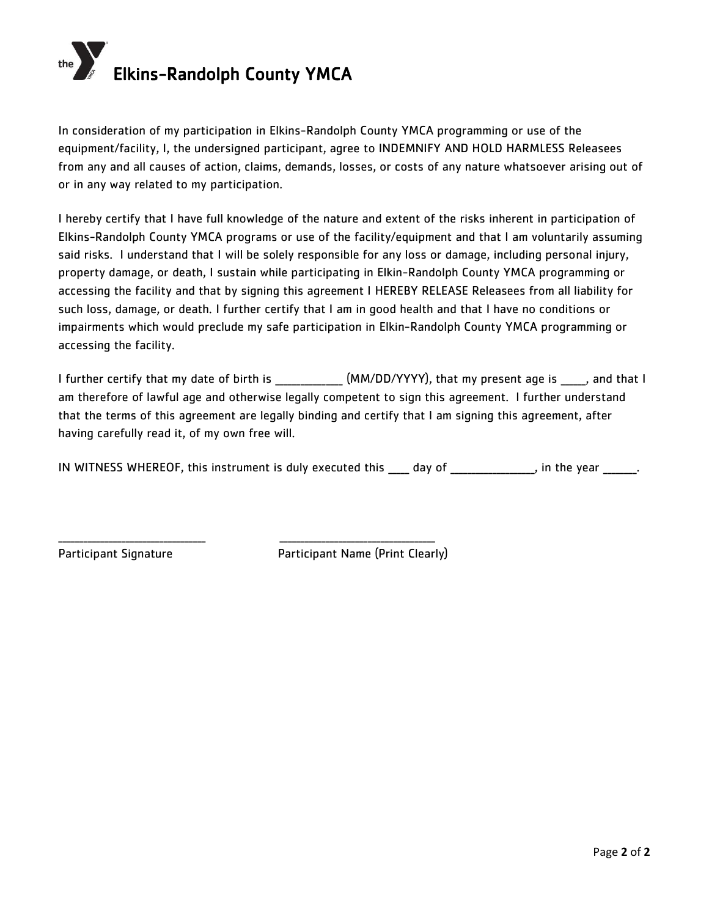# Elkins-Randolph County YMCA

In consideration of my participation in Elkins-Randolph County YMCA programming or use of the equipment/facility, I, the undersigned participant, agree to INDEMNIFY AND HOLD HARMLESS Releasees from any and all causes of action, claims, demands, losses, or costs of any nature whatsoever arising out of or in any way related to my participation.

I hereby certify that I have full knowledge of the nature and extent of the risks inherent in participation of Elkins-Randolph County YMCA programs or use of the facility/equipment and that I am voluntarily assuming said risks. I understand that I will be solely responsible for any loss or damage, including personal injury, property damage, or death, I sustain while participating in Elkin-Randolph County YMCA programming or accessing the facility and that by signing this agreement I HEREBY RELEASE Releasees from all liability for such loss, damage, or death. I further certify that I am in good health and that I have no conditions or impairments which would preclude my safe participation in Elkin-Randolph County YMCA programming or accessing the facility.

I further certify that my date of birth is ___________ (MM/DD/YYYY), that my present age is ____, and that I am therefore of lawful age and otherwise legally competent to sign this agreement. I further understand that the terms of this agreement are legally binding and certify that I am signing this agreement, after having carefully read it, of my own free will.

IN WITNESS WHEREOF, this instrument is duly executed this ___ day of ______________, in the year _____.

_________________________ _________________________

Participant Signature Participant Name (Print Clearly)